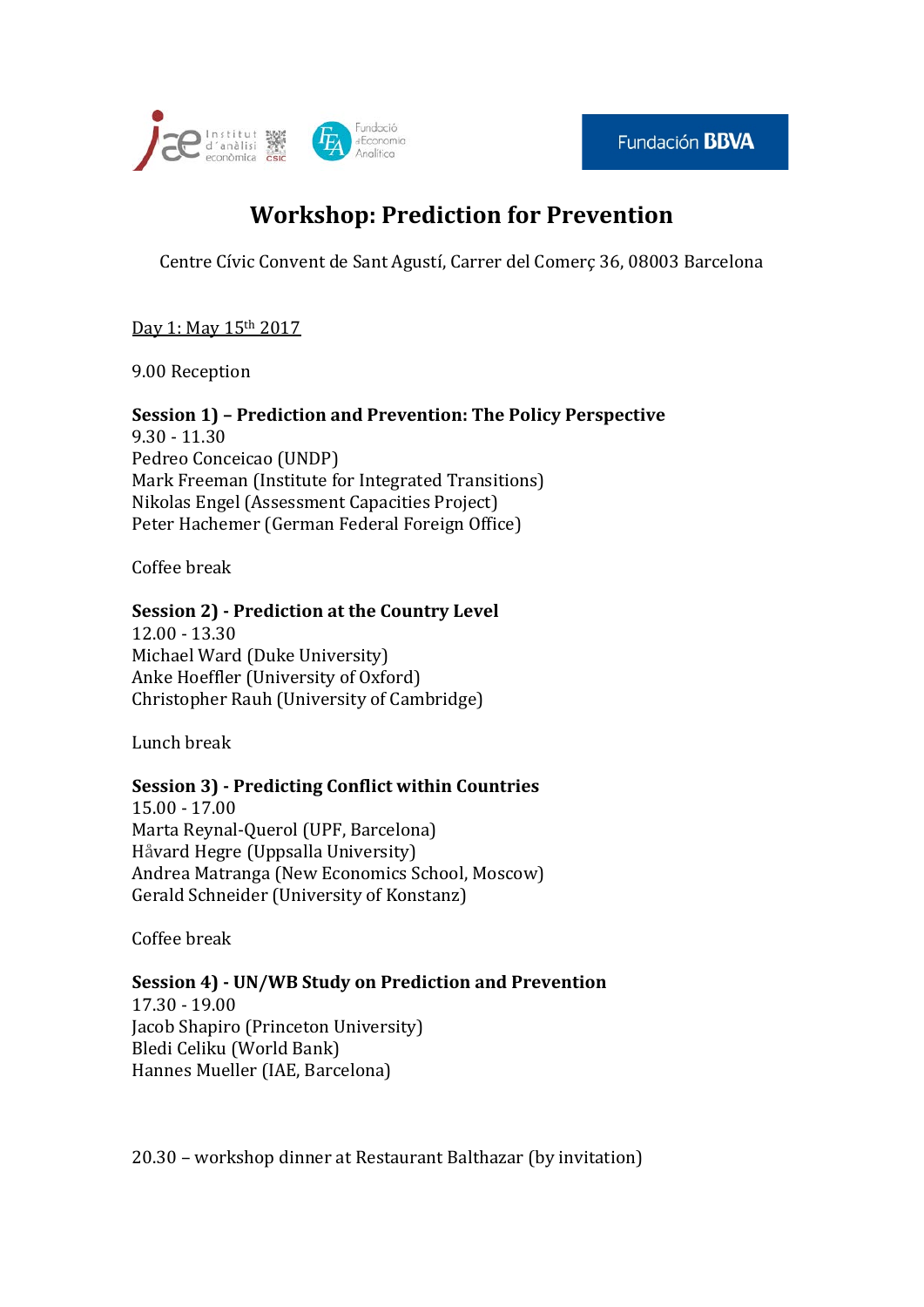# Workshop: Prediction for Prevention

Centre Cívic Convent de Sant Agustí, Carrer del Comerç 36, 08003 Barcelona

Day 1: May 15th 2017

9.00 Reception

**Session 1) – Prediction and Prevention: The Policy Perspective**
9.30 - 11.30
Pedreo Conceicao (UNDP)
Mark Freeman (Institute for Integrated Transitions)
Nikolas Engel (Assessment Capacities Project)
Peter Hachemer (German Federal Foreign Office)

Coffee break

**Session 2) - Prediction at the Country Level**
12.00 - 13.30
Michael Ward (Duke University)
Anke Hoeffler (University of Oxford)
Christopher Rauh (University of Cambridge)

Lunch break

**Session 3) - Predicting Conflict within Countries**
15.00 - 17.00
Marta Reynal-Querol (UPF, Barcelona)
Håvard Hegre (Uppsalla University)
Andrea Matranga (New Economics School, Moscow)
Gerald Schneider (University of Konstanz)

Coffee break

**Session 4) - UN/WB Study on Prediction and Prevention**
17.30 - 19.00
Jacob Shapiro (Princeton University)
Bledi Celiku (World Bank)
Hannes Mueller (IAE, Barcelona)

20.30 – workshop dinner at Restaurant Balthazar (by invitation)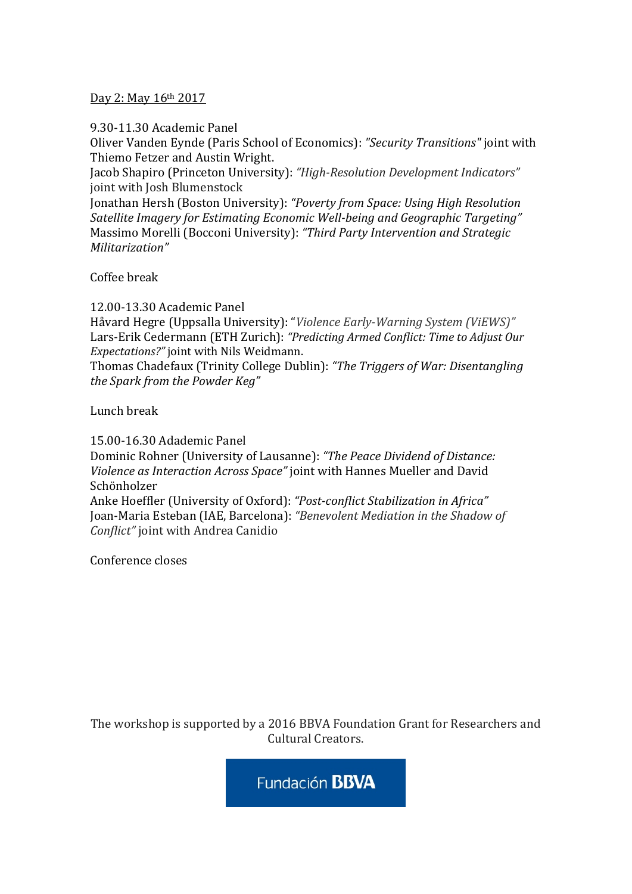Day 2: May 16th 2017

9.30-11.30 Academic Panel
Oliver Vanden Eynde (Paris School of Economics): *"Security Transitions"* joint with Thiemo Fetzer and Austin Wright.
Jacob Shapiro (Princeton University): *"High-Resolution Development Indicators"* joint with Josh Blumenstock
Jonathan Hersh (Boston University): *"Poverty from Space: Using High Resolution Satellite Imagery for Estimating Economic Well-being and Geographic Targeting"*
Massimo Morelli (Bocconi University): *"Third Party Intervention and Strategic Militarization"*

Coffee break

12.00-13.30 Academic Panel
Håvard Hegre (Uppsala University): "*Violence Early-Warning System (ViEWS)"*
Lars-Erik Cedermann (ETH Zurich): *"Predicting Armed Conflict: Time to Adjust Our Expectations?"* joint with Nils Weidmann.
Thomas Chadefaux (Trinity College Dublin): *"The Triggers of War: Disentangling the Spark from the Powder Keg"*

Lunch break

15.00-16.30 Adademic Panel
Dominic Rohner (University of Lausanne): *"The Peace Dividend of Distance: Violence as Interaction Across Space"* joint with Hannes Mueller and David Schönholzer
Anke Hoeffler (University of Oxford): *"Post-conflict Stabilization in Africa"*
Joan-Maria Esteban (IAE, Barcelona): *"Benevolent Mediation in the Shadow of Conflict"* joint with Andrea Canidio

Conference closes

The workshop is supported by a 2016 BBVA Foundation Grant for Researchers and Cultural Creators.

Fundación BBVA